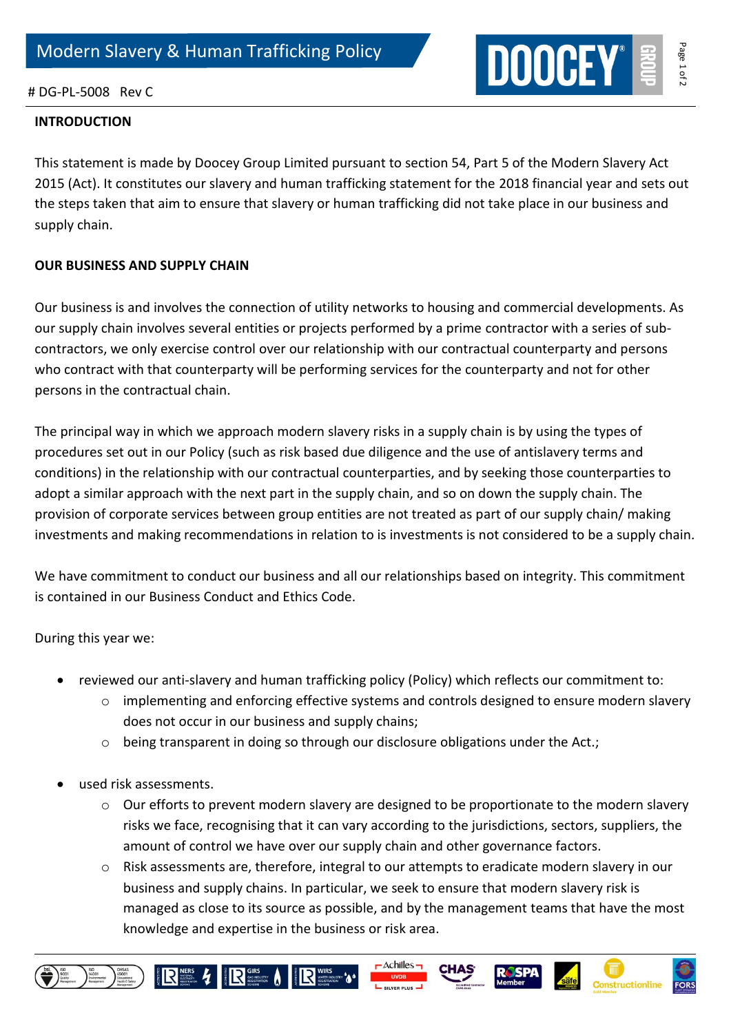# Modern Slavery & Human Trafficking Policy

# DG-PL-5008 Rev C

**INTRODUCTION**

This statement is made by Doocey Group Limited pursuant to section 54, Part 5 of the Modern Slavery Act 2015 (Act). It constitutes our slavery and human trafficking statement for the 2018 financial year and sets out the steps taken that aim to ensure that slavery or human trafficking did not take place in our business and supply chain.

**OUR BUSINESS AND SUPPLY CHAIN**

Our business is and involves the connection of utility networks to housing and commercial developments. As our supply chain involves several entities or projects performed by a prime contractor with a series of sub-contractors, we only exercise control over our relationship with our contractual counterparty and persons who contract with that counterparty will be performing services for the counterparty and not for other persons in the contractual chain.

The principal way in which we approach modern slavery risks in a supply chain is by using the types of procedures set out in our Policy (such as risk based due diligence and the use of antislavery terms and conditions) in the relationship with our contractual counterparties, and by seeking those counterparties to adopt a similar approach with the next part in the supply chain, and so on down the supply chain. The provision of corporate services between group entities are not treated as part of our supply chain/ making investments and making recommendations in relation to is investments is not considered to be a supply chain.

We have commitment to conduct our business and all our relationships based on integrity. This commitment is contained in our Business Conduct and Ethics Code.

During this year we:

- reviewed our anti-slavery and human trafficking policy (Policy) which reflects our commitment to:
  - implementing and enforcing effective systems and controls designed to ensure modern slavery does not occur in our business and supply chains;
  - being transparent in doing so through our disclosure obligations under the Act.;
- used risk assessments.
  - Our efforts to prevent modern slavery are designed to be proportionate to the modern slavery risks we face, recognising that it can vary according to the jurisdictions, sectors, suppliers, the amount of control we have over our supply chain and other governance factors.
  - Risk assessments are, therefore, integral to our attempts to eradicate modern slavery in our business and supply chains. In particular, we seek to ensure that modern slavery risk is managed as close to its source as possible, and by the management teams that have the most knowledge and expertise in the business or risk area.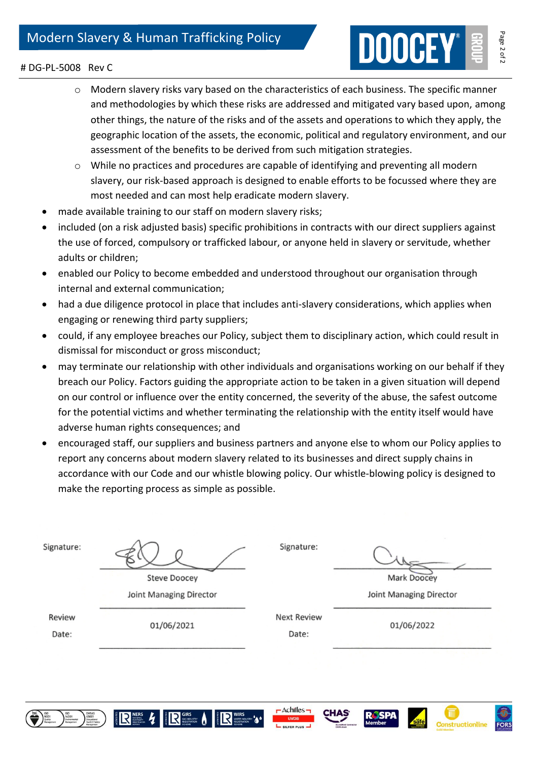- Modern slavery risks vary based on the characteristics of each business. The specific manner and methodologies by which these risks are addressed and mitigated vary based upon, among other things, the nature of the risks and of the assets and operations to which they apply, the geographic location of the assets, the economic, political and regulatory environment, and our assessment of the benefits to be derived from such mitigation strategies.
- While no practices and procedures are capable of identifying and preventing all modern slavery, our risk-based approach is designed to enable efforts to be focussed where they are most needed and can most help eradicate modern slavery.

- made available training to our staff on modern slavery risks;
- included (on a risk adjusted basis) specific prohibitions in contracts with our direct suppliers against the use of forced, compulsory or trafficked labour, or anyone held in slavery or servitude, whether adults or children;
- enabled our Policy to become embedded and understood throughout our organisation through internal and external communication;
- had a due diligence protocol in place that includes anti-slavery considerations, which applies when engaging or renewing third party suppliers;
- could, if any employee breaches our Policy, subject them to disciplinary action, which could result in dismissal for misconduct or gross misconduct;
- may terminate our relationship with other individuals and organisations working on our behalf if they breach our Policy. Factors guiding the appropriate action to be taken in a given situation will depend on our control or influence over the entity concerned, the severity of the abuse, the safest outcome for the potential victims and whether terminating the relationship with the entity itself would have adverse human rights consequences; and
- encouraged staff, our suppliers and business partners and anyone else to whom our Policy applies to report any concerns about modern slavery related to its businesses and direct supply chains in accordance with our Code and our whistle blowing policy. Our whistle-blowing policy is designed to make the reporting process as simple as possible.

| | | | |
|---|---|---|---|
| Signature: | Steve Doocey<br>Joint Managing Director | Signature: | Mark Doocey<br>Joint Managing Director |
| Review Date: | 01/06/2021 | Next Review Date: | 01/06/2022 |